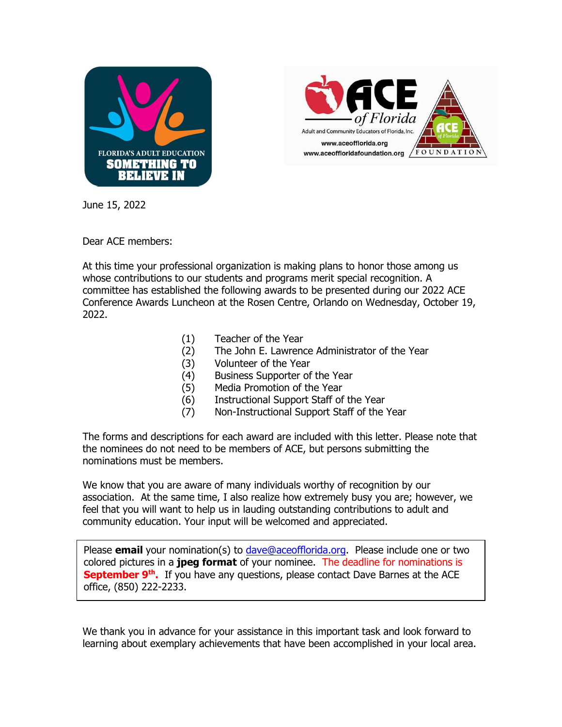FLORIDA'S ADULT EDUCATION
SOMETHING TO BELIEVE IN

ACE of Florida
Adult and Community Educators of Florida, Inc.
www.aceofflorida.org
www.aceoffloridafoundation.org

June 15, 2022

Dear ACE members:

At this time your professional organization is making plans to honor those among us whose contributions to our students and programs merit special recognition. A committee has established the following awards to be presented during our 2022 ACE Conference Awards Luncheon at the Rosen Centre, Orlando on Wednesday, October 19, 2022.

(1) Teacher of the Year
(2) The John E. Lawrence Administrator of the Year
(3) Volunteer of the Year
(4) Business Supporter of the Year
(5) Media Promotion of the Year
(6) Instructional Support Staff of the Year
(7) Non-Instructional Support Staff of the Year

The forms and descriptions for each award are included with this letter. Please note that the nominees do not need to be members of ACE, but persons submitting the nominations must be members.

We know that you are aware of many individuals worthy of recognition by our association. At the same time, I also realize how extremely busy you are; however, we feel that you will want to help us in lauding outstanding contributions to adult and community education. Your input will be welcomed and appreciated.

Please **email** your nomination(s) to dave@aceofflorida.org. Please include one or two colored pictures in a **jpeg format** of your nominee. The deadline for nominations is **September 9th.** If you have any questions, please contact Dave Barnes at the ACE office, (850) 222-2233.

We thank you in advance for your assistance in this important task and look forward to learning about exemplary achievements that have been accomplished in your local area.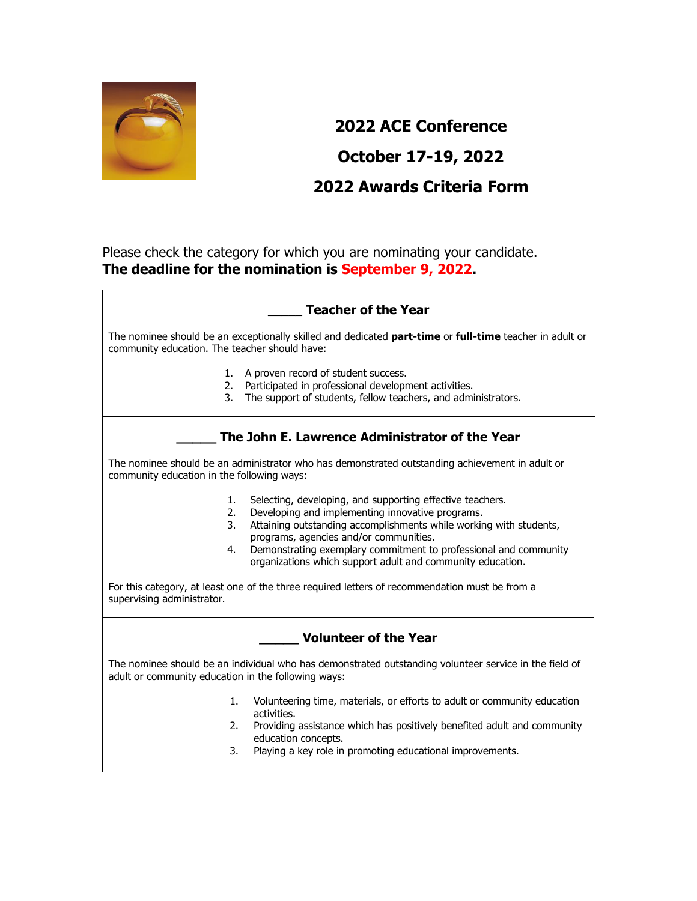# 2022 ACE Conference

# October 17-19, 2022

# 2022 Awards Criteria Form

Please check the category for which you are nominating your candidate.
**The deadline for the nomination is September 9, 2022.**

### _____ Teacher of the Year

The nominee should be an exceptionally skilled and dedicated **part-time** or **full-time** teacher in adult or community education. The teacher should have:

1. A proven record of student success.
2. Participated in professional development activities.
3. The support of students, fellow teachers, and administrators.

### _____ The John E. Lawrence Administrator of the Year

The nominee should be an administrator who has demonstrated outstanding achievement in adult or community education in the following ways:

1. Selecting, developing, and supporting effective teachers.
2. Developing and implementing innovative programs.
3. Attaining outstanding accomplishments while working with students, programs, agencies and/or communities.
4. Demonstrating exemplary commitment to professional and community organizations which support adult and community education.

For this category, at least one of the three required letters of recommendation must be from a supervising administrator.

### _____ Volunteer of the Year

The nominee should be an individual who has demonstrated outstanding volunteer service in the field of adult or community education in the following ways:

1. Volunteering time, materials, or efforts to adult or community education activities.
2. Providing assistance which has positively benefited adult and community education concepts.
3. Playing a key role in promoting educational improvements.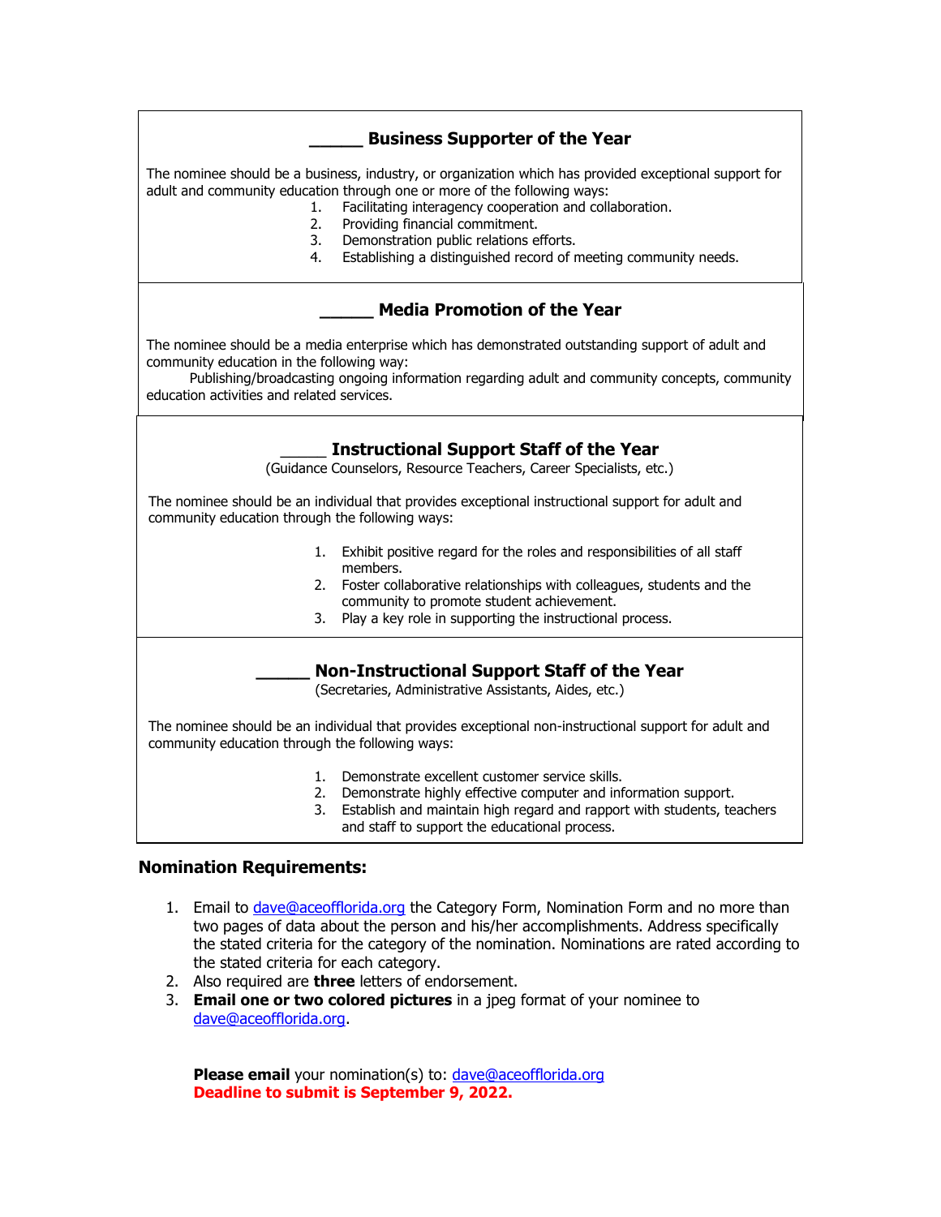### _____ Business Supporter of the Year

The nominee should be a business, industry, or organization which has provided exceptional support for adult and community education through one or more of the following ways:

1. Facilitating interagency cooperation and collaboration.
2. Providing financial commitment.
3. Demonstration public relations efforts.
4. Establishing a distinguished record of meeting community needs.

### _____ Media Promotion of the Year

The nominee should be a media enterprise which has demonstrated outstanding support of adult and community education in the following way:

Publishing/broadcasting ongoing information regarding adult and community concepts, community education activities and related services.

### _____ Instructional Support Staff of the Year

(Guidance Counselors, Resource Teachers, Career Specialists, etc.)

The nominee should be an individual that provides exceptional instructional support for adult and community education through the following ways:

1. Exhibit positive regard for the roles and responsibilities of all staff members.
2. Foster collaborative relationships with colleagues, students and the community to promote student achievement.
3. Play a key role in supporting the instructional process.

### _____ Non-Instructional Support Staff of the Year

(Secretaries, Administrative Assistants, Aides, etc.)

The nominee should be an individual that provides exceptional non-instructional support for adult and community education through the following ways:

1. Demonstrate excellent customer service skills.
2. Demonstrate highly effective computer and information support.
3. Establish and maintain high regard and rapport with students, teachers and staff to support the educational process.

## Nomination Requirements:

1. Email to dave@aceofflorida.org the Category Form, Nomination Form and no more than two pages of data about the person and his/her accomplishments. Address specifically the stated criteria for the category of the nomination. Nominations are rated according to the stated criteria for each category.
2. Also required are **three** letters of endorsement.
3. **Email one or two colored pictures** in a jpeg format of your nominee to dave@aceofflorida.org.

**Please email** your nomination(s) to: dave@aceofflorida.org
**Deadline to submit is September 9, 2022.**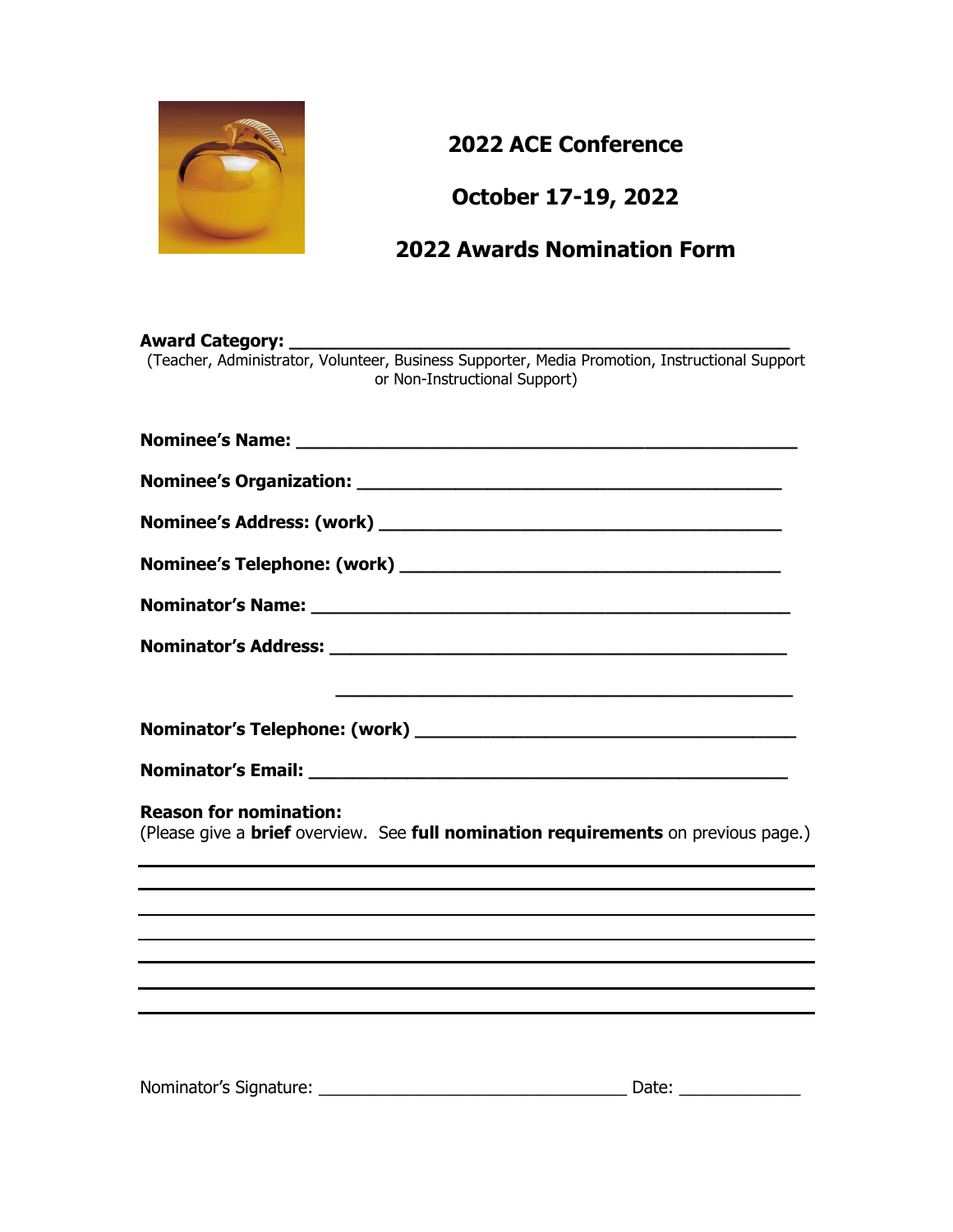# 2022 ACE Conference

## October 17-19, 2022

## 2022 Awards Nomination Form

**Award Category:** ______________________________________________

(Teacher, Administrator, Volunteer, Business Supporter, Media Promotion, Instructional Support or Non-Instructional Support)

**Nominee's Name:** ______________________________________________

**Nominee's Organization:** ______________________________________________

**Nominee's Address: (work)** ______________________________________________

**Nominee's Telephone: (work)** ______________________________________________

**Nominator's Name:** ______________________________________________

**Nominator's Address:** ______________________________________________

______________________________________________

**Nominator's Telephone: (work)** ______________________________________________

**Nominator's Email:** ______________________________________________

**Reason for nomination:**
(Please give a **brief** overview. See **full nomination requirements** on previous page.)

______________________________________________

______________________________________________

______________________________________________

______________________________________________

______________________________________________

______________________________________________

______________________________________________

Nominator's Signature: ______________________________ Date: ____________